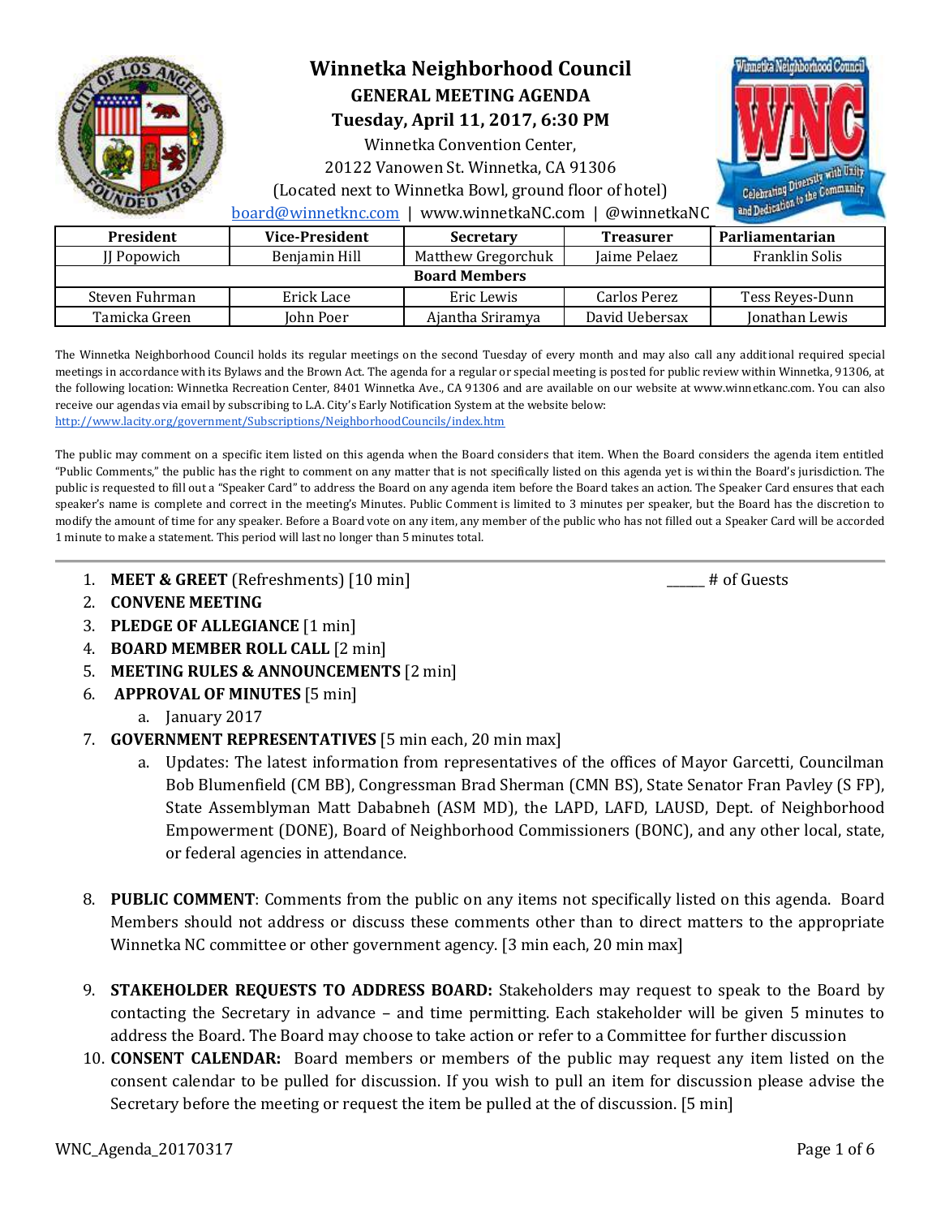# Winnetka Neighborhood Council

## GENERAL MEETING AGENDA

### Tuesday, April 11, 2017, 6:30 PM

Winnetka Convention Center,
20122 Vanowen St. Winnetka, CA 91306
(Located next to Winnetka Bowl, ground floor of hotel)
board@winnetknc.com | www.winnetkaNC.com | @winnetkaNC

| President | Vice-President | Secretary | Treasurer | Parliamentarian |
|---|---|---|---|---|
| JJ Popowich | Benjamin Hill | Matthew Gregorchuk | Jaime Pelaez | Franklin Solis |
| **Board Members** | | | | |
| Steven Fuhrman | Erick Lace | Eric Lewis | Carlos Perez | Tess Reyes-Dunn |
| Tamicka Green | John Poer | Ajantha Sriramya | David Uebersax | Jonathan Lewis |

The Winnetka Neighborhood Council holds its regular meetings on the second Tuesday of every month and may also call any additional required special meetings in accordance with its Bylaws and the Brown Act. The agenda for a regular or special meeting is posted for public review within Winnetka, 91306, at the following location: Winnetka Recreation Center, 8401 Winnetka Ave., CA 91306 and are available on our website at www.winnetkanc.com. You can also receive our agendas via email by subscribing to L.A. City's Early Notification System at the website below:
http://www.lacity.org/government/Subscriptions/NeighborhoodCouncils/index.htm

The public may comment on a specific item listed on this agenda when the Board considers that item. When the Board considers the agenda item entitled "Public Comments," the public has the right to comment on any matter that is not specifically listed on this agenda yet is within the Board's jurisdiction. The public is requested to fill out a "Speaker Card" to address the Board on any agenda item before the Board takes an action. The Speaker Card ensures that each speaker's name is complete and correct in the meeting's Minutes. Public Comment is limited to 3 minutes per speaker, but the Board has the discretion to modify the amount of time for any speaker. Before a Board vote on any item, any member of the public who has not filled out a Speaker Card will be accorded 1 minute to make a statement. This period will last no longer than 5 minutes total.

---

1. **MEET & GREET** (Refreshments) [10 min] ______ # of Guests
2. **CONVENE MEETING**
3. **PLEDGE OF ALLEGIANCE** [1 min]
4. **BOARD MEMBER ROLL CALL** [2 min]
5. **MEETING RULES & ANNOUNCEMENTS** [2 min]
6. **APPROVAL OF MINUTES** [5 min]
   a. January 2017
7. **GOVERNMENT REPRESENTATIVES** [5 min each, 20 min max]
   a. Updates: The latest information from representatives of the offices of Mayor Garcetti, Councilman Bob Blumenfield (CM BB), Congressman Brad Sherman (CMN BS), State Senator Fran Pavley (S FP), State Assemblyman Matt Dababneh (ASM MD), the LAPD, LAFD, LAUSD, Dept. of Neighborhood Empowerment (DONE), Board of Neighborhood Commissioners (BONC), and any other local, state, or federal agencies in attendance.
8. **PUBLIC COMMENT**: Comments from the public on any items not specifically listed on this agenda. Board Members should not address or discuss these comments other than to direct matters to the appropriate Winnetka NC committee or other government agency. [3 min each, 20 min max]
9. **STAKEHOLDER REQUESTS TO ADDRESS BOARD:** Stakeholders may request to speak to the Board by contacting the Secretary in advance – and time permitting. Each stakeholder will be given 5 minutes to address the Board. The Board may choose to take action or refer to a Committee for further discussion
10. **CONSENT CALENDAR:** Board members or members of the public may request any item listed on the consent calendar to be pulled for discussion. If you wish to pull an item for discussion please advise the Secretary before the meeting or request the item be pulled at the of discussion. [5 min]

WNC_Agenda_20170317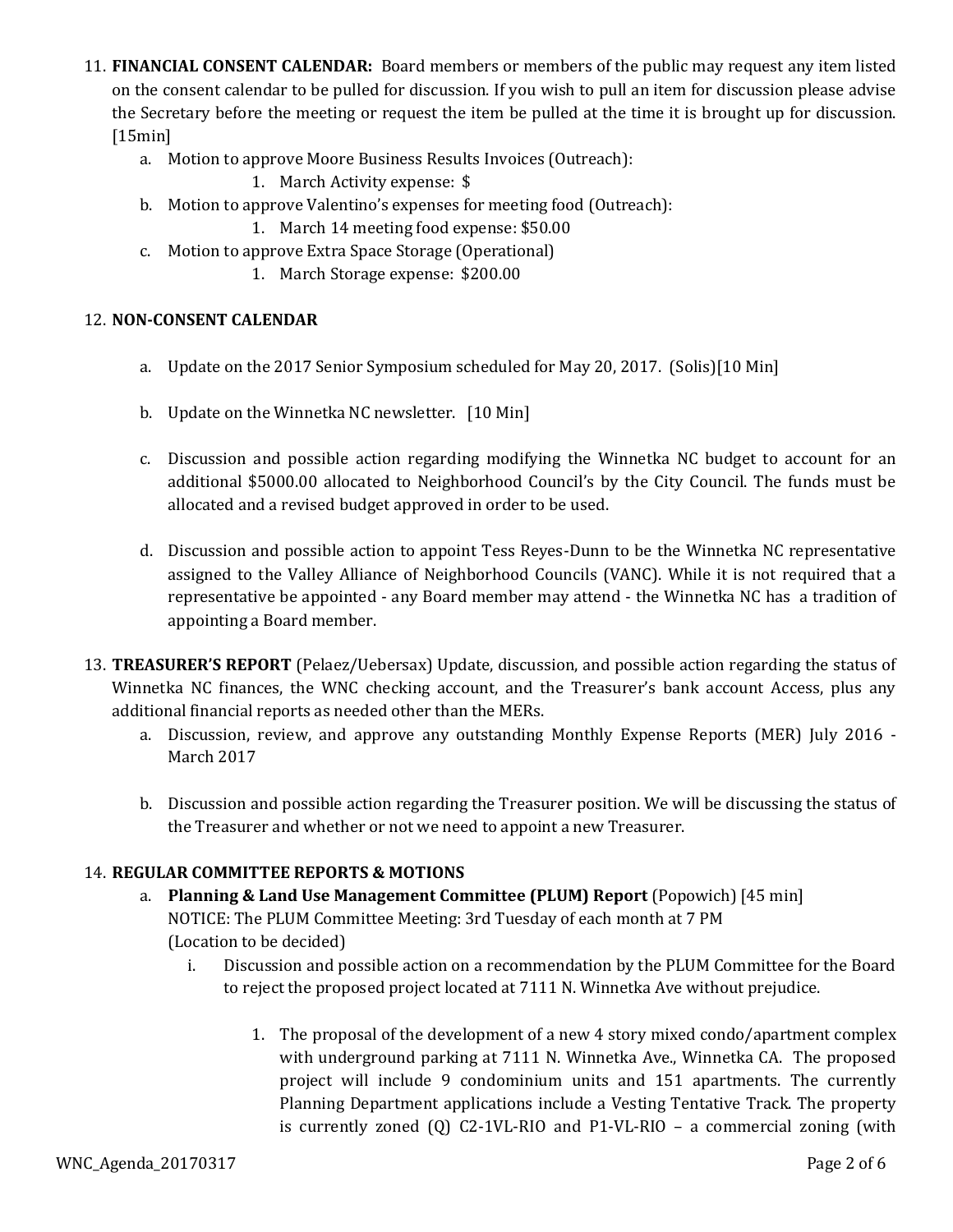11. **FINANCIAL CONSENT CALENDAR:** Board members or members of the public may request any item listed on the consent calendar to be pulled for discussion. If you wish to pull an item for discussion please advise the Secretary before the meeting or request the item be pulled at the time it is brought up for discussion. [15min]
    a. Motion to approve Moore Business Results Invoices (Outreach):
        1. March Activity expense: $
    b. Motion to approve Valentino's expenses for meeting food (Outreach):
        1. March 14 meeting food expense: $50.00
    c. Motion to approve Extra Space Storage (Operational)
        1. March Storage expense: $200.00

12. **NON-CONSENT CALENDAR**
    a. Update on the 2017 Senior Symposium scheduled for May 20, 2017. (Solis)[10 Min]

    b. Update on the Winnetka NC newsletter. [10 Min]

    c. Discussion and possible action regarding modifying the Winnetka NC budget to account for an additional $5000.00 allocated to Neighborhood Council's by the City Council. The funds must be allocated and a revised budget approved in order to be used.

    d. Discussion and possible action to appoint Tess Reyes-Dunn to be the Winnetka NC representative assigned to the Valley Alliance of Neighborhood Councils (VANC). While it is not required that a representative be appointed - any Board member may attend - the Winnetka NC has a tradition of appointing a Board member.

13. **TREASURER'S REPORT** (Pelaez/Uebersax) Update, discussion, and possible action regarding the status of Winnetka NC finances, the WNC checking account, and the Treasurer's bank account Access, plus any additional financial reports as needed other than the MERs.
    a. Discussion, review, and approve any outstanding Monthly Expense Reports (MER) July 2016 - March 2017

    b. Discussion and possible action regarding the Treasurer position. We will be discussing the status of the Treasurer and whether or not we need to appoint a new Treasurer.

14. **REGULAR COMMITTEE REPORTS & MOTIONS**
    a. **Planning & Land Use Management Committee (PLUM) Report** (Popowich) [45 min]
    NOTICE: The PLUM Committee Meeting: 3rd Tuesday of each month at 7 PM
    (Location to be decided)
        i. Discussion and possible action on a recommendation by the PLUM Committee for the Board to reject the proposed project located at 7111 N. Winnetka Ave without prejudice.

            1. The proposal of the development of a new 4 story mixed condo/apartment complex with underground parking at 7111 N. Winnetka Ave., Winnetka CA. The proposed project will include 9 condominium units and 151 apartments. The currently Planning Department applications include a Vesting Tentative Track. The property is currently zoned (Q) C2-1VL-RIO and P1-VL-RIO – a commercial zoning (with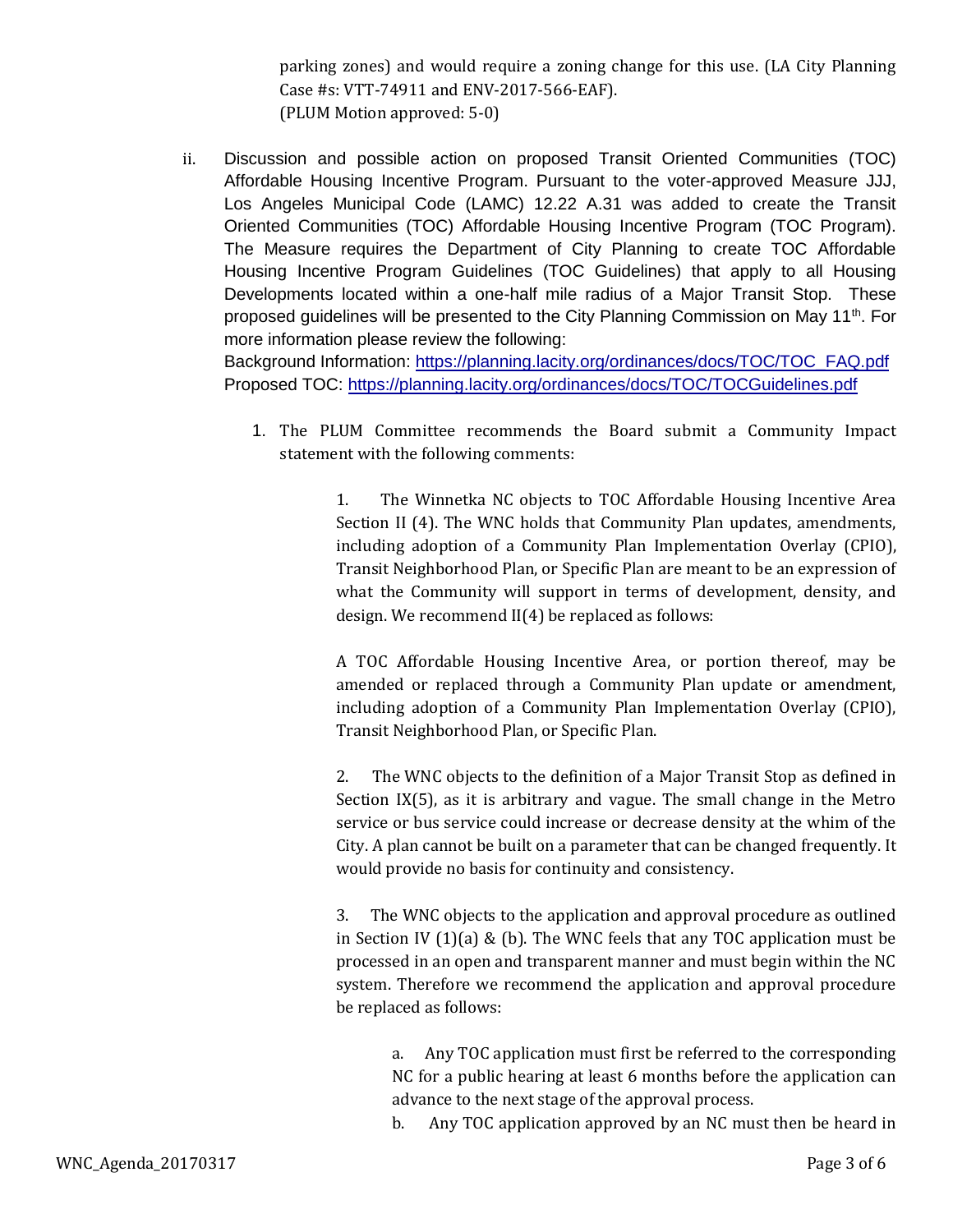parking zones) and would require a zoning change for this use. (LA City Planning Case #s: VTT-74911 and ENV-2017-566-EAF).
(PLUM Motion approved: 5-0)

ii. Discussion and possible action on proposed Transit Oriented Communities (TOC) Affordable Housing Incentive Program. Pursuant to the voter-approved Measure JJJ, Los Angeles Municipal Code (LAMC) 12.22 A.31 was added to create the Transit Oriented Communities (TOC) Affordable Housing Incentive Program (TOC Program). The Measure requires the Department of City Planning to create TOC Affordable Housing Incentive Program Guidelines (TOC Guidelines) that apply to all Housing Developments located within a one-half mile radius of a Major Transit Stop. These proposed guidelines will be presented to the City Planning Commission on May 11th. For more information please review the following:
Background Information: https://planning.lacity.org/ordinances/docs/TOC/TOC_FAQ.pdf
Proposed TOC: https://planning.lacity.org/ordinances/docs/TOC/TOCGuidelines.pdf

1. The PLUM Committee recommends the Board submit a Community Impact statement with the following comments:

    1. The Winnetka NC objects to TOC Affordable Housing Incentive Area Section II (4). The WNC holds that Community Plan updates, amendments, including adoption of a Community Plan Implementation Overlay (CPIO), Transit Neighborhood Plan, or Specific Plan are meant to be an expression of what the Community will support in terms of development, density, and design. We recommend II(4) be replaced as follows:

       A TOC Affordable Housing Incentive Area, or portion thereof, may be amended or replaced through a Community Plan update or amendment, including adoption of a Community Plan Implementation Overlay (CPIO), Transit Neighborhood Plan, or Specific Plan.

    2. The WNC objects to the definition of a Major Transit Stop as defined in Section IX(5), as it is arbitrary and vague. The small change in the Metro service or bus service could increase or decrease density at the whim of the City. A plan cannot be built on a parameter that can be changed frequently. It would provide no basis for continuity and consistency.

    3. The WNC objects to the application and approval procedure as outlined in Section IV (1)(a) & (b). The WNC feels that any TOC application must be processed in an open and transparent manner and must begin within the NC system. Therefore we recommend the application and approval procedure be replaced as follows:

        a. Any TOC application must first be referred to the corresponding NC for a public hearing at least 6 months before the application can advance to the next stage of the approval process.
        b. Any TOC application approved by an NC must then be heard in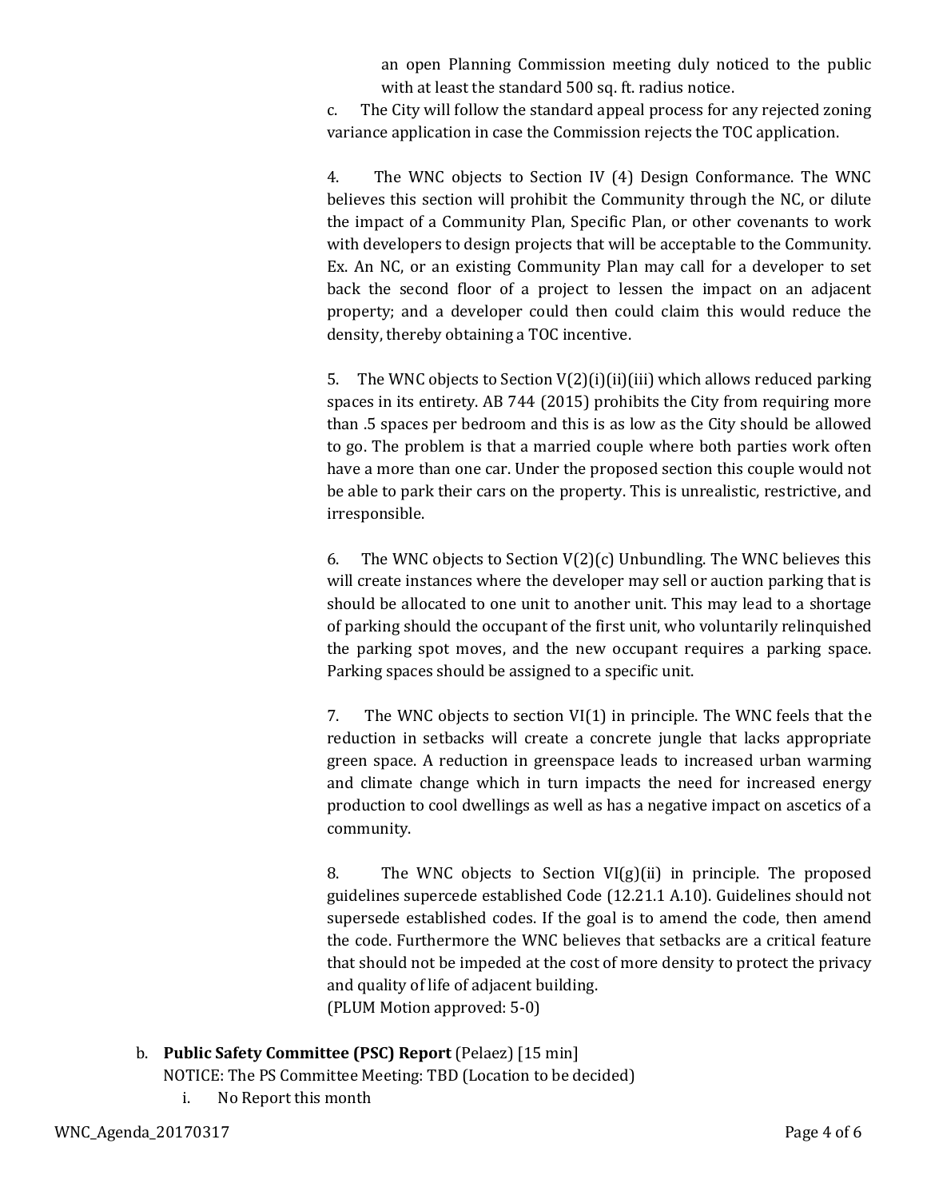an open Planning Commission meeting duly noticed to the public with at least the standard 500 sq. ft. radius notice.

c. The City will follow the standard appeal process for any rejected zoning variance application in case the Commission rejects the TOC application.

4. The WNC objects to Section IV (4) Design Conformance. The WNC believes this section will prohibit the Community through the NC, or dilute the impact of a Community Plan, Specific Plan, or other covenants to work with developers to design projects that will be acceptable to the Community. Ex. An NC, or an existing Community Plan may call for a developer to set back the second floor of a project to lessen the impact on an adjacent property; and a developer could then could claim this would reduce the density, thereby obtaining a TOC incentive.

5. The WNC objects to Section V(2)(i)(ii)(iii) which allows reduced parking spaces in its entirety. AB 744 (2015) prohibits the City from requiring more than .5 spaces per bedroom and this is as low as the City should be allowed to go. The problem is that a married couple where both parties work often have a more than one car. Under the proposed section this couple would not be able to park their cars on the property. This is unrealistic, restrictive, and irresponsible.

6. The WNC objects to Section V(2)(c) Unbundling. The WNC believes this will create instances where the developer may sell or auction parking that is should be allocated to one unit to another unit. This may lead to a shortage of parking should the occupant of the first unit, who voluntarily relinquished the parking spot moves, and the new occupant requires a parking space. Parking spaces should be assigned to a specific unit.

7. The WNC objects to section VI(1) in principle. The WNC feels that the reduction in setbacks will create a concrete jungle that lacks appropriate green space. A reduction in greenspace leads to increased urban warming and climate change which in turn impacts the need for increased energy production to cool dwellings as well as has a negative impact on ascetics of a community.

8. The WNC objects to Section VI(g)(ii) in principle. The proposed guidelines supercede established Code (12.21.1 A.10). Guidelines should not supersede established codes. If the goal is to amend the code, then amend the code. Furthermore the WNC believes that setbacks are a critical feature that should not be impeded at the cost of more density to protect the privacy and quality of life of adjacent building.
(PLUM Motion approved: 5-0)

b. **Public Safety Committee (PSC) Report** (Pelaez) [15 min]
NOTICE: The PS Committee Meeting: TBD (Location to be decided)

i. No Report this month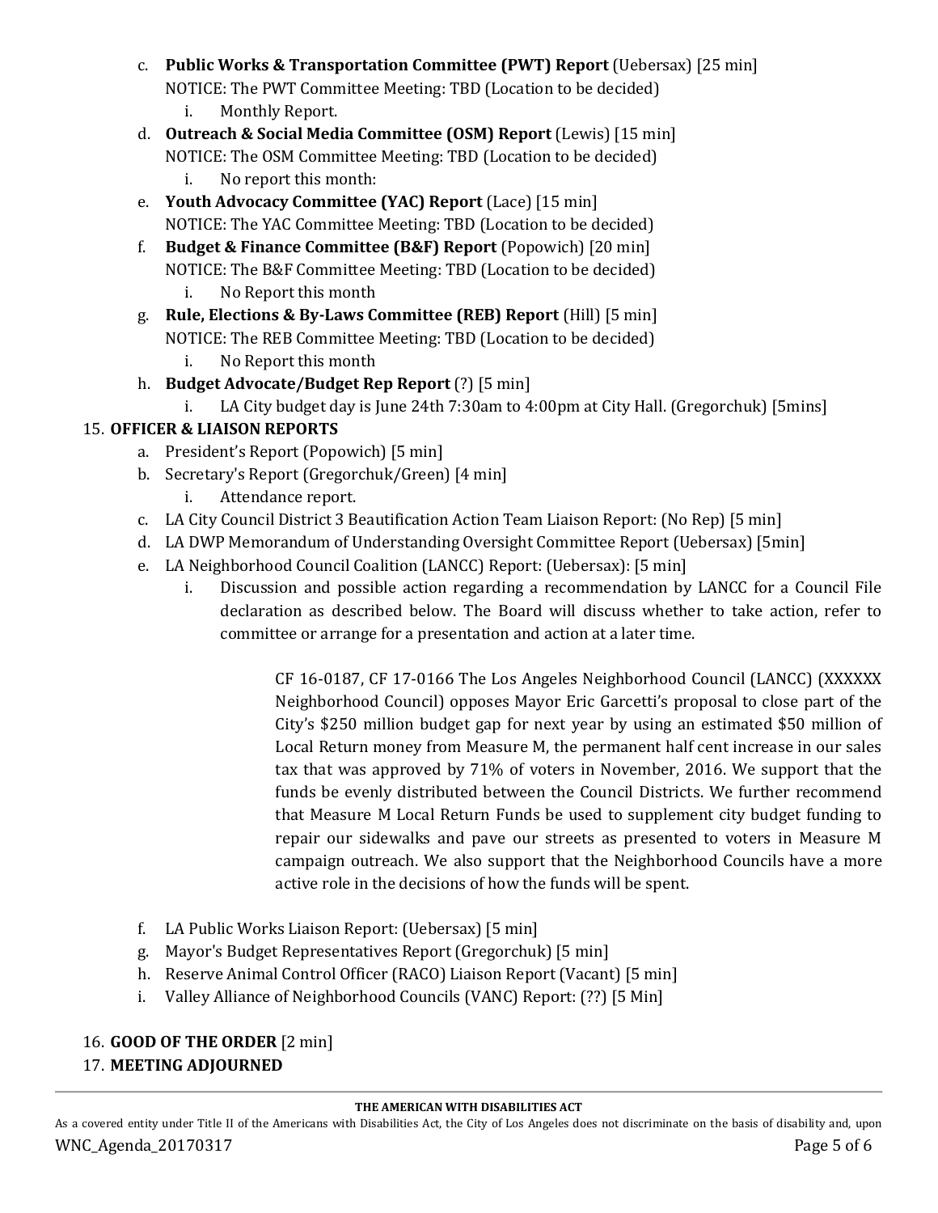c. **Public Works & Transportation Committee (PWT) Report** (Uebersax) [25 min]
   NOTICE: The PWT Committee Meeting: TBD (Location to be decided)
   i. Monthly Report.

d. **Outreach & Social Media Committee (OSM) Report** (Lewis) [15 min]
   NOTICE: The OSM Committee Meeting: TBD (Location to be decided)
   i. No report this month:

e. **Youth Advocacy Committee (YAC) Report** (Lace) [15 min]
   NOTICE: The YAC Committee Meeting: TBD (Location to be decided)

f. **Budget & Finance Committee (B&F) Report** (Popowich) [20 min]
   NOTICE: The B&F Committee Meeting: TBD (Location to be decided)
   i. No Report this month

g. **Rule, Elections & By-Laws Committee (REB) Report** (Hill) [5 min]
   NOTICE: The REB Committee Meeting: TBD (Location to be decided)
   i. No Report this month

h. **Budget Advocate/Budget Rep Report** (?) [5 min]
   i. LA City budget day is June 24th 7:30am to 4:00pm at City Hall. (Gregorchuk) [5mins]

15. **OFFICER & LIAISON REPORTS**
   a. President's Report (Popowich) [5 min]
   b. Secretary's Report (Gregorchuk/Green) [4 min]
      i. Attendance report.
   c. LA City Council District 3 Beautification Action Team Liaison Report: (No Rep) [5 min]
   d. LA DWP Memorandum of Understanding Oversight Committee Report (Uebersax) [5min]
   e. LA Neighborhood Council Coalition (LANCC) Report: (Uebersax): [5 min]
      i. Discussion and possible action regarding a recommendation by LANCC for a Council File declaration as described below. The Board will discuss whether to take action, refer to committee or arrange for a presentation and action at a later time.

         CF 16-0187, CF 17-0166 The Los Angeles Neighborhood Council (LANCC) (XXXXXX Neighborhood Council) opposes Mayor Eric Garcetti's proposal to close part of the City's $250 million budget gap for next year by using an estimated $50 million of Local Return money from Measure M, the permanent half cent increase in our sales tax that was approved by 71% of voters in November, 2016. We support that the funds be evenly distributed between the Council Districts. We further recommend that Measure M Local Return Funds be used to supplement city budget funding to repair our sidewalks and pave our streets as presented to voters in Measure M campaign outreach. We also support that the Neighborhood Councils have a more active role in the decisions of how the funds will be spent.

   f. LA Public Works Liaison Report: (Uebersax) [5 min]
   g. Mayor's Budget Representatives Report (Gregorchuk) [5 min]
   h. Reserve Animal Control Officer (RACO) Liaison Report (Vacant) [5 min]
   i. Valley Alliance of Neighborhood Councils (VANC) Report: (??) [5 Min]

16. **GOOD OF THE ORDER** [2 min]
17. **MEETING ADJOURNED**

---

**THE AMERICAN WITH DISABILITIES ACT**

As a covered entity under Title II of the Americans with Disabilities Act, the City of Los Angeles does not discriminate on the basis of disability and, upon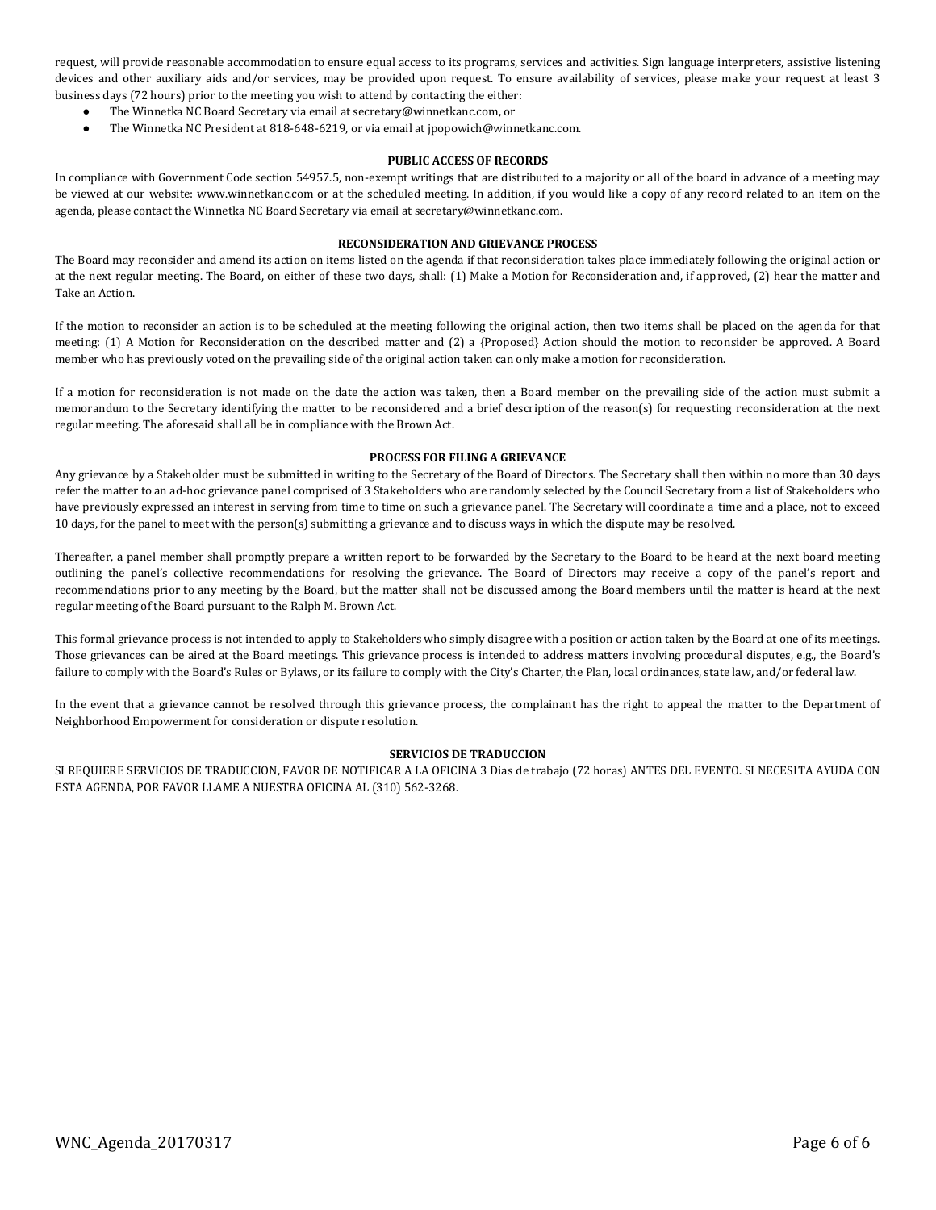request, will provide reasonable accommodation to ensure equal access to its programs, services and activities. Sign language interpreters, assistive listening devices and other auxiliary aids and/or services, may be provided upon request. To ensure availability of services, please make your request at least 3 business days (72 hours) prior to the meeting you wish to attend by contacting the either:

- The Winnetka NC Board Secretary via email at secretary@winnetkanc.com, or
- The Winnetka NC President at 818-648-6219, or via email at jpopowich@winnetkanc.com.

**PUBLIC ACCESS OF RECORDS**

In compliance with Government Code section 54957.5, non-exempt writings that are distributed to a majority or all of the board in advance of a meeting may be viewed at our website: www.winnetkanc.com or at the scheduled meeting. In addition, if you would like a copy of any record related to an item on the agenda, please contact the Winnetka NC Board Secretary via email at secretary@winnetkanc.com.

**RECONSIDERATION AND GRIEVANCE PROCESS**

The Board may reconsider and amend its action on items listed on the agenda if that reconsideration takes place immediately following the original action or at the next regular meeting. The Board, on either of these two days, shall: (1) Make a Motion for Reconsideration and, if approved, (2) hear the matter and Take an Action.

If the motion to reconsider an action is to be scheduled at the meeting following the original action, then two items shall be placed on the agenda for that meeting: (1) A Motion for Reconsideration on the described matter and (2) a {Proposed} Action should the motion to reconsider be approved. A Board member who has previously voted on the prevailing side of the original action taken can only make a motion for reconsideration.

If a motion for reconsideration is not made on the date the action was taken, then a Board member on the prevailing side of the action must submit a memorandum to the Secretary identifying the matter to be reconsidered and a brief description of the reason(s) for requesting reconsideration at the next regular meeting. The aforesaid shall all be in compliance with the Brown Act.

**PROCESS FOR FILING A GRIEVANCE**

Any grievance by a Stakeholder must be submitted in writing to the Secretary of the Board of Directors. The Secretary shall then within no more than 30 days refer the matter to an ad-hoc grievance panel comprised of 3 Stakeholders who are randomly selected by the Council Secretary from a list of Stakeholders who have previously expressed an interest in serving from time to time on such a grievance panel. The Secretary will coordinate a time and a place, not to exceed 10 days, for the panel to meet with the person(s) submitting a grievance and to discuss ways in which the dispute may be resolved.

Thereafter, a panel member shall promptly prepare a written report to be forwarded by the Secretary to the Board to be heard at the next board meeting outlining the panel's collective recommendations for resolving the grievance. The Board of Directors may receive a copy of the panel's report and recommendations prior to any meeting by the Board, but the matter shall not be discussed among the Board members until the matter is heard at the next regular meeting of the Board pursuant to the Ralph M. Brown Act.

This formal grievance process is not intended to apply to Stakeholders who simply disagree with a position or action taken by the Board at one of its meetings. Those grievances can be aired at the Board meetings. This grievance process is intended to address matters involving procedural disputes, e.g., the Board's failure to comply with the Board's Rules or Bylaws, or its failure to comply with the City's Charter, the Plan, local ordinances, state law, and/or federal law.

In the event that a grievance cannot be resolved through this grievance process, the complainant has the right to appeal the matter to the Department of Neighborhood Empowerment for consideration or dispute resolution.

**SERVICIOS DE TRADUCCION**

SI REQUIERE SERVICIOS DE TRADUCCION, FAVOR DE NOTIFICAR A LA OFICINA 3 Dias de trabajo (72 horas) ANTES DEL EVENTO. SI NECESITA AYUDA CON ESTA AGENDA, POR FAVOR LLAME A NUESTRA OFICINA AL (310) 562-3268.